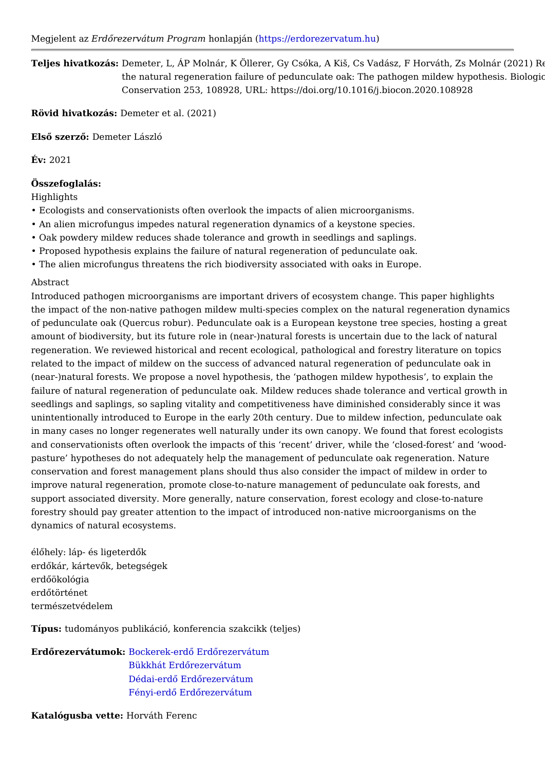Megjelent az *Erdőrezervátum Program* honlapján (https://erdorezervatum.hu)

---

**Teljes hivatkozás:** Demeter, L, ÁP Molnár, K Öllerer, Gy Csóka, A Kiš, Cs Vadász, F Horváth, Zs Molnár (2021) Re the natural regeneration failure of pedunculate oak: The pathogen mildew hypothesis. Biologic Conservation 253, 108928, URL: https://doi.org/10.1016/j.biocon.2020.108928

**Rövid hivatkozás:** Demeter et al. (2021)

**Első szerző:** Demeter László

**Év:** 2021

**Összefoglalás:**

Highlights

- Ecologists and conservationists often overlook the impacts of alien microorganisms.
- An alien microfungus impedes natural regeneration dynamics of a keystone species.
- Oak powdery mildew reduces shade tolerance and growth in seedlings and saplings.
- Proposed hypothesis explains the failure of natural regeneration of pedunculate oak.
- The alien microfungus threatens the rich biodiversity associated with oaks in Europe.

Abstract

Introduced pathogen microorganisms are important drivers of ecosystem change. This paper highlights the impact of the non-native pathogen mildew multi-species complex on the natural regeneration dynamics of pedunculate oak (Quercus robur). Pedunculate oak is a European keystone tree species, hosting a great amount of biodiversity, but its future role in (near-)natural forests is uncertain due to the lack of natural regeneration. We reviewed historical and recent ecological, pathological and forestry literature on topics related to the impact of mildew on the success of advanced natural regeneration of pedunculate oak in (near-)natural forests. We propose a novel hypothesis, the 'pathogen mildew hypothesis', to explain the failure of natural regeneration of pedunculate oak. Mildew reduces shade tolerance and vertical growth in seedlings and saplings, so sapling vitality and competitiveness have diminished considerably since it was unintentionally introduced to Europe in the early 20th century. Due to mildew infection, pedunculate oak in many cases no longer regenerates well naturally under its own canopy. We found that forest ecologists and conservationists often overlook the impacts of this 'recent' driver, while the 'closed-forest' and 'wood-pasture' hypotheses do not adequately help the management of pedunculate oak regeneration. Nature conservation and forest management plans should thus also consider the impact of mildew in order to improve natural regeneration, promote close-to-nature management of pedunculate oak forests, and support associated diversity. More generally, nature conservation, forest ecology and close-to-nature forestry should pay greater attention to the impact of introduced non-native microorganisms on the dynamics of natural ecosystems.

élőhely: láp- és ligeterdők
erdőkár, kártevők, betegségek
erdőökológia
erdőtörténet
természetvédelem

**Típus:** tudományos publikáció, konferencia szakcikk (teljes)

**Erdőrezervátumok:** Bockerek-erdő Erdőrezervátum
Bükkhát Erdőrezervátum
Dédai-erdő Erdőrezervátum
Fényi-erdő Erdőrezervátum

**Katalógusba vette:** Horváth Ferenc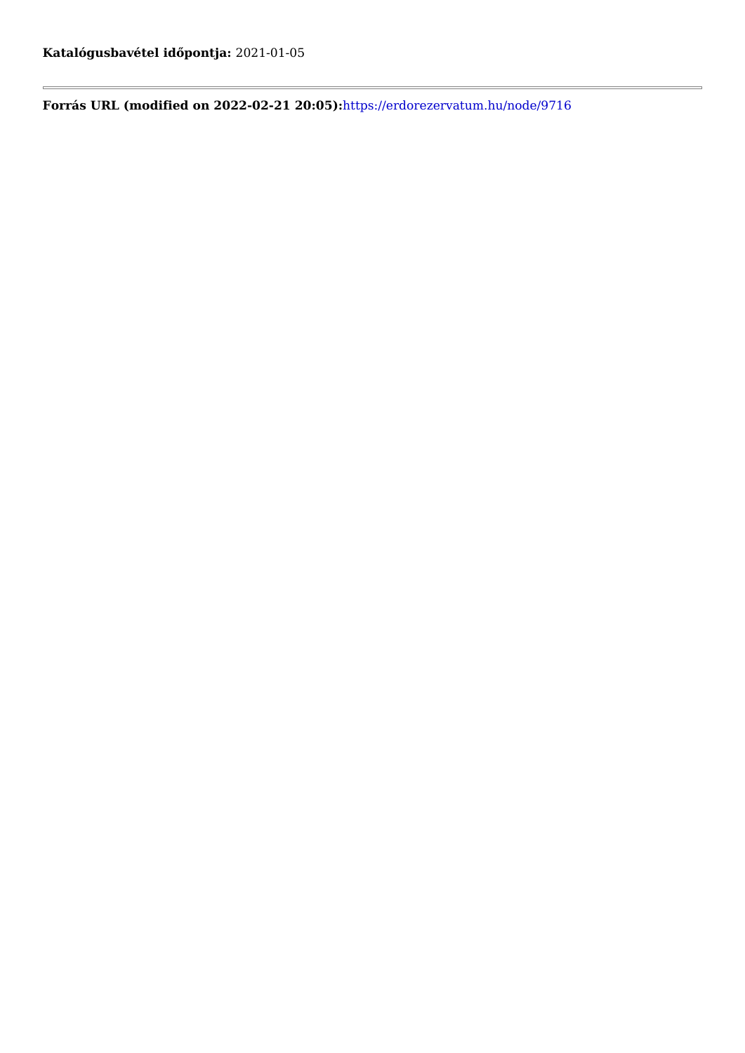**Katalógusbavétel időpontja:** 2021-01-05

---

**Forrás URL (modified on 2022-02-21 20:05):**https://erdorezervatum.hu/node/9716